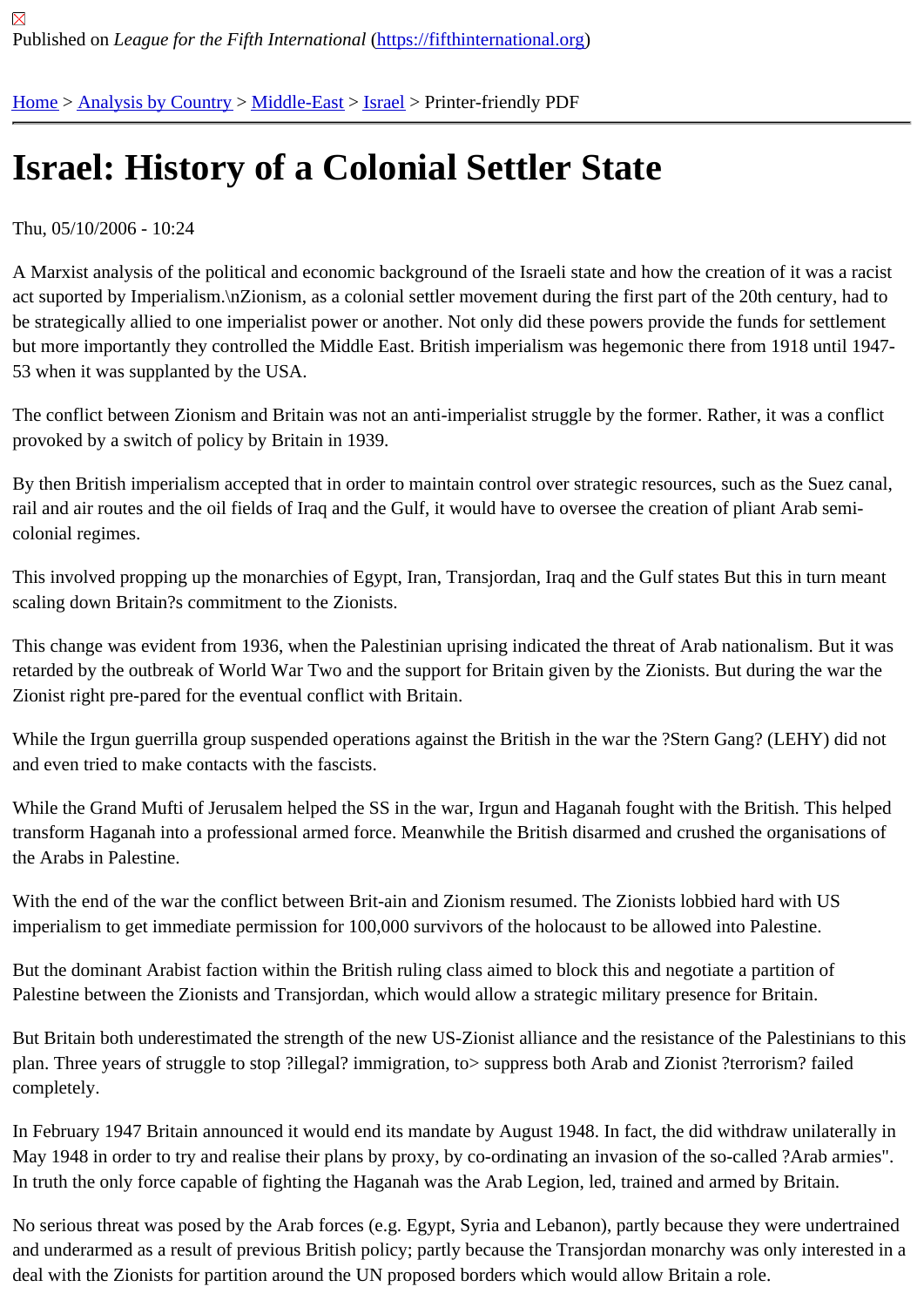Published on *League for the Fifth International* (https://fifthinternational.org)

Home > Analysis by Country > Middle-East > Israel > Printer-friendly PDF

# Israel: History of a Colonial Settler State

Thu, 05/10/2006 - 10:24

A Marxist analysis of the political and economic background of the Israeli state and how the creation of it was a racist act suported by Imperialism.\nZionism, as a colonial settler movement during the first part of the 20th century, had to be strategically allied to one imperialist power or another. Not only did these powers provide the funds for settlement but more importantly they controlled the Middle East. British imperialism was hegemonic there from 1918 until 1947-53 when it was supplanted by the USA.

The conflict between Zionism and Britain was not an anti-imperialist struggle by the former. Rather, it was a conflict provoked by a switch of policy by Britain in 1939.

By then British imperialism accepted that in order to maintain control over strategic resources, such as the Suez canal, rail and air routes and the oil fields of Iraq and the Gulf, it would have to oversee the creation of pliant Arab semi-colonial regimes.

This involved propping up the monarchies of Egypt, Iran, Transjordan, Iraq and the Gulf states But this in turn meant scaling down Britain?s commitment to the Zionists.

This change was evident from 1936, when the Palestinian uprising indicated the threat of Arab nationalism. But it was retarded by the outbreak of World War Two and the support for Britain given by the Zionists. But during the war the Zionist right pre-pared for the eventual conflict with Britain.

While the Irgun guerrilla group suspended operations against the British in the war the ?Stern Gang? (LEHY) did not and even tried to make contacts with the fascists.

While the Grand Mufti of Jerusalem helped the SS in the war, Irgun and Haganah fought with the British. This helped transform Haganah into a professional armed force. Meanwhile the British disarmed and crushed the organisations of the Arabs in Palestine.

With the end of the war the conflict between Brit-ain and Zionism resumed. The Zionists lobbied hard with US imperialism to get immediate permission for 100,000 survivors of the holocaust to be allowed into Palestine.

But the dominant Arabist faction within the British ruling class aimed to block this and negotiate a partition of Palestine between the Zionists and Transjordan, which would allow a strategic military presence for Britain.

But Britain both underestimated the strength of the new US-Zionist alliance and the resistance of the Palestinians to this plan. Three years of struggle to stop ?illegal? immigration, to> suppress both Arab and Zionist ?terrorism? failed completely.

In February 1947 Britain announced it would end its mandate by August 1948. In fact, the did withdraw unilaterally in May 1948 in order to try and realise their plans by proxy, by co-ordinating an invasion of the so-called ?Arab armies". In truth the only force capable of fighting the Haganah was the Arab Legion, led, trained and armed by Britain.

No serious threat was posed by the Arab forces (e.g. Egypt, Syria and Lebanon), partly because they were undertrained and underarmed as a result of previous British policy; partly because the Transjordan monarchy was only interested in a deal with the Zionists for partition around the UN proposed borders which would allow Britain a role.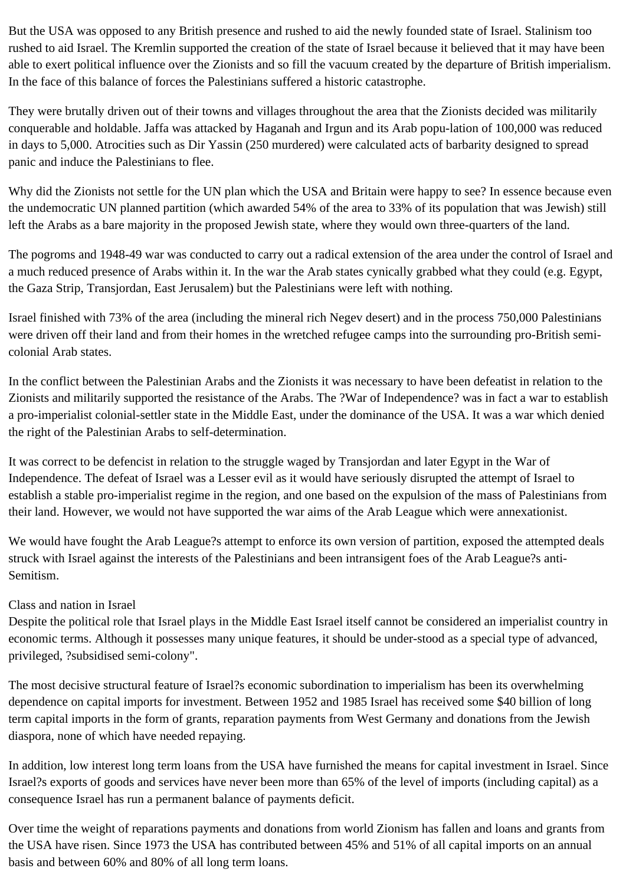But the USA was opposed to any British presence and rushed to aid the newly founded state of Israel. Stalinism too rushed to aid Israel. The Kremlin supported the creation of the state of Israel because it believed that it may have been able to exert political influence over the Zionists and so fill the vacuum created by the departure of British imperialism. In the face of this balance of forces the Palestinians suffered a historic catastrophe.

They were brutally driven out of their towns and villages throughout the area that the Zionists decided was militarily conquerable and holdable. Jaffa was attacked by Haganah and Irgun and its Arab popu-lation of 100,000 was reduced in days to 5,000. Atrocities such as Dir Yassin (250 murdered) were calculated acts of barbarity designed to spread panic and induce the Palestinians to flee.

Why did the Zionists not settle for the UN plan which the USA and Britain were happy to see? In essence because even the undemocratic UN planned partition (which awarded 54% of the area to 33% of its population that was Jewish) still left the Arabs as a bare majority in the proposed Jewish state, where they would own three-quarters of the land.

The pogroms and 1948-49 war was conducted to carry out a radical extension of the area under the control of Israel and a much reduced presence of Arabs within it. In the war the Arab states cynically grabbed what they could (e.g. Egypt, the Gaza Strip, Transjordan, East Jerusalem) but the Palestinians were left with nothing.

Israel finished with 73% of the area (including the mineral rich Negev desert) and in the process 750,000 Palestinians were driven off their land and from their homes in the wretched refugee camps into the surrounding pro-British semi-colonial Arab states.

In the conflict between the Palestinian Arabs and the Zionists it was necessary to have been defeatist in relation to the Zionists and militarily supported the resistance of the Arabs. The ?War of Independence? was in fact a war to establish a pro-imperialist colonial-settler state in the Middle East, under the dominance of the USA. It was a war which denied the right of the Palestinian Arabs to self-determination.

It was correct to be defencist in relation to the struggle waged by Transjordan and later Egypt in the War of Independence. The defeat of Israel was a Lesser evil as it would have seriously disrupted the attempt of Israel to establish a stable pro-imperialist regime in the region, and one based on the expulsion of the mass of Palestinians from their land. However, we would not have supported the war aims of the Arab League which were annexationist.

We would have fought the Arab League?s attempt to enforce its own version of partition, exposed the attempted deals struck with Israel against the interests of the Palestinians and been intransigent foes of the Arab League?s anti-Semitism.

## Class and nation in Israel

Despite the political role that Israel plays in the Middle East Israel itself cannot be considered an imperialist country in economic terms. Although it possesses many unique features, it should be under-stood as a special type of advanced, privileged, ?subsidised semi-colony".

The most decisive structural feature of Israel?s economic subordination to imperialism has been its overwhelming dependence on capital imports for investment. Between 1952 and 1985 Israel has received some $40 billion of long term capital imports in the form of grants, reparation payments from West Germany and donations from the Jewish diaspora, none of which have needed repaying.

In addition, low interest long term loans from the USA have furnished the means for capital investment in Israel. Since Israel?s exports of goods and services have never been more than 65% of the level of imports (including capital) as a consequence Israel has run a permanent balance of payments deficit.

Over time the weight of reparations payments and donations from world Zionism has fallen and loans and grants from the USA have risen. Since 1973 the USA has contributed between 45% and 51% of all capital imports on an annual basis and between 60% and 80% of all long term loans.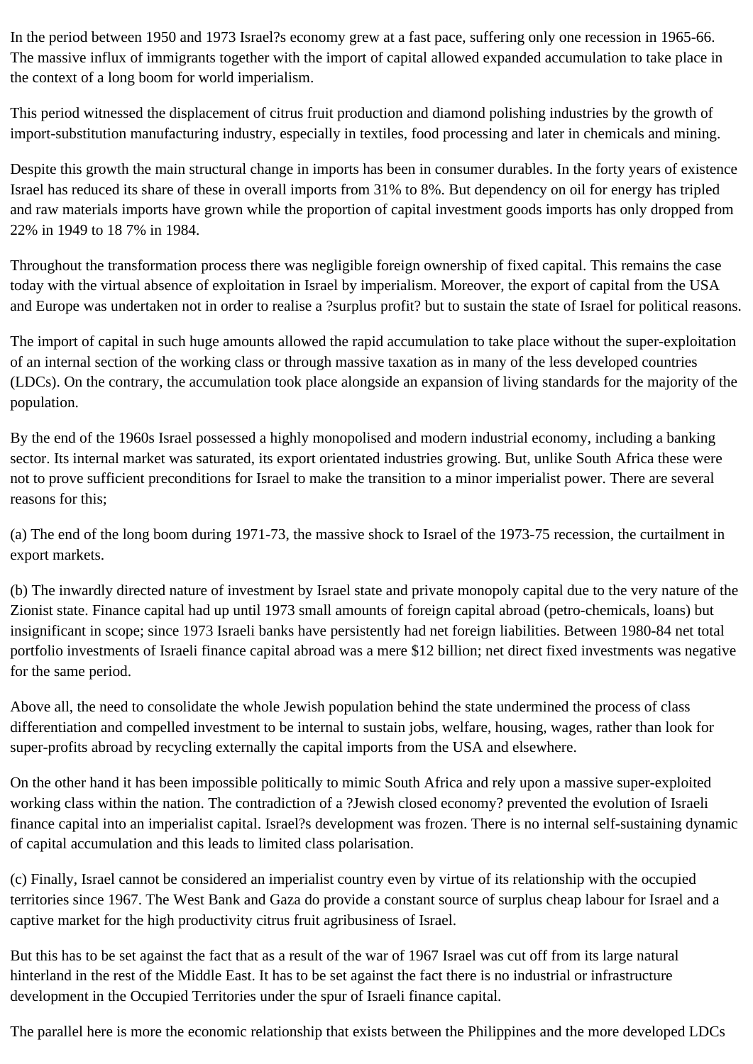In the period between 1950 and 1973 Israel?s economy grew at a fast pace, suffering only one recession in 1965-66. The massive influx of immigrants together with the import of capital allowed expanded accumulation to take place in the context of a long boom for world imperialism.

This period witnessed the displacement of citrus fruit production and diamond polishing industries by the growth of import-substitution manufacturing industry, especially in textiles, food processing and later in chemicals and mining.

Despite this growth the main structural change in imports has been in consumer durables. In the forty years of existence Israel has reduced its share of these in overall imports from 31% to 8%. But dependency on oil for energy has tripled and raw materials imports have grown while the proportion of capital investment goods imports has only dropped from 22% in 1949 to 18 7% in 1984.

Throughout the transformation process there was negligible foreign ownership of fixed capital. This remains the case today with the virtual absence of exploitation in Israel by imperialism. Moreover, the export of capital from the USA and Europe was undertaken not in order to realise a ?surplus profit? but to sustain the state of Israel for political reasons.

The import of capital in such huge amounts allowed the rapid accumulation to take place without the super-exploitation of an internal section of the working class or through massive taxation as in many of the less developed countries (LDCs). On the contrary, the accumulation took place alongside an expansion of living standards for the majority of the population.

By the end of the 1960s Israel possessed a highly monopolised and modern industrial economy, including a banking sector. Its internal market was saturated, its export orientated industries growing. But, unlike South Africa these were not to prove sufficient preconditions for Israel to make the transition to a minor imperialist power. There are several reasons for this;

(a) The end of the long boom during 1971-73, the massive shock to Israel of the 1973-75 recession, the curtailment in export markets.

(b) The inwardly directed nature of investment by Israel state and private monopoly capital due to the very nature of the Zionist state. Finance capital had up until 1973 small amounts of foreign capital abroad (petro-chemicals, loans) but insignificant in scope; since 1973 Israeli banks have persistently had net foreign liabilities. Between 1980-84 net total portfolio investments of Israeli finance capital abroad was a mere $12 billion; net direct fixed investments was negative for the same period.

Above all, the need to consolidate the whole Jewish population behind the state undermined the process of class differentiation and compelled investment to be internal to sustain jobs, welfare, housing, wages, rather than look for super-profits abroad by recycling externally the capital imports from the USA and elsewhere.

On the other hand it has been impossible politically to mimic South Africa and rely upon a massive super-exploited working class within the nation. The contradiction of a ?Jewish closed economy? prevented the evolution of Israeli finance capital into an imperialist capital. Israel?s development was frozen. There is no internal self-sustaining dynamic of capital accumulation and this leads to limited class polarisation.

(c) Finally, Israel cannot be considered an imperialist country even by virtue of its relationship with the occupied territories since 1967. The West Bank and Gaza do provide a constant source of surplus cheap labour for Israel and a captive market for the high productivity citrus fruit agribusiness of Israel.

But this has to be set against the fact that as a result of the war of 1967 Israel was cut off from its large natural hinterland in the rest of the Middle East. It has to be set against the fact there is no industrial or infrastructure development in the Occupied Territories under the spur of Israeli finance capital.

The parallel here is more the economic relationship that exists between the Philippines and the more developed LDCs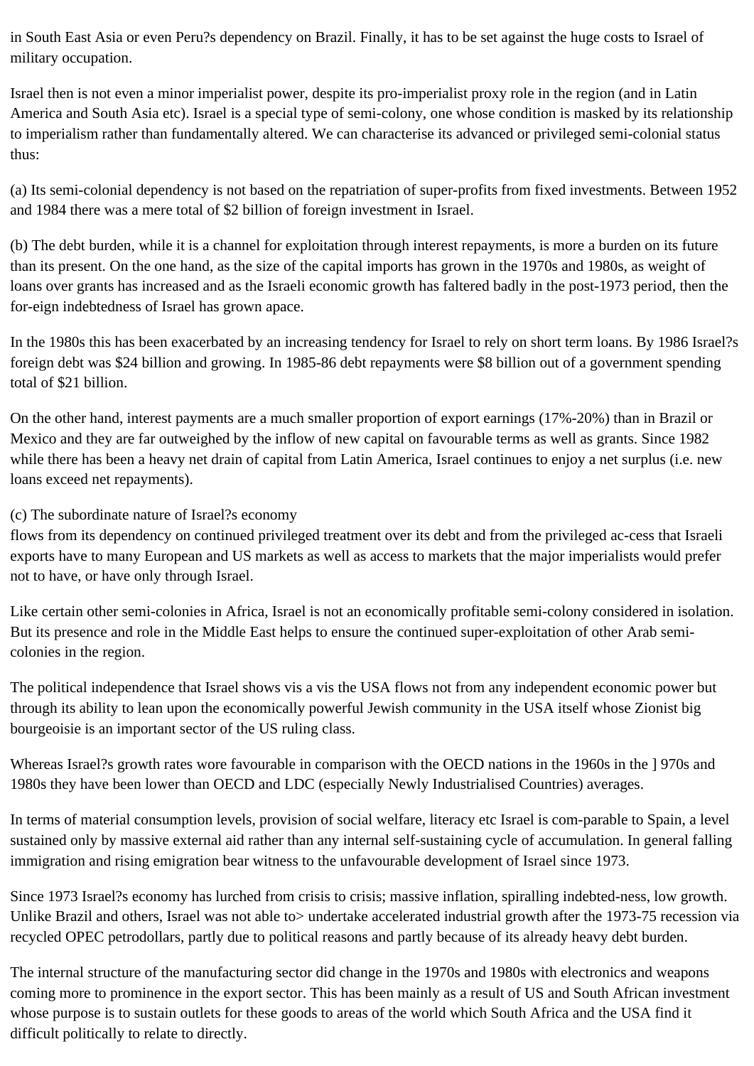in South East Asia or even Peru?s dependency on Brazil. Finally, it has to be set against the huge costs to Israel of military occupation.

Israel then is not even a minor imperialist power, despite its pro-imperialist proxy role in the region (and in Latin America and South Asia etc). Israel is a special type of semi-colony, one whose condition is masked by its relationship to imperialism rather than fundamentally altered. We can characterise its advanced or privileged semi-colonial status thus:

(a) Its semi-colonial dependency is not based on the repatriation of super-profits from fixed investments. Between 1952 and 1984 there was a mere total of $2 billion of foreign investment in Israel.

(b) The debt burden, while it is a channel for exploitation through interest repayments, is more a burden on its future than its present. On the one hand, as the size of the capital imports has grown in the 1970s and 1980s, as weight of loans over grants has increased and as the Israeli economic growth has faltered badly in the post-1973 period, then the for-eign indebtedness of Israel has grown apace.

In the 1980s this has been exacerbated by an increasing tendency for Israel to rely on short term loans. By 1986 Israel?s foreign debt was $24 billion and growing. In 1985-86 debt repayments were $8 billion out of a government spending total of $21 billion.

On the other hand, interest payments are a much smaller proportion of export earnings (17%-20%) than in Brazil or Mexico and they are far outweighed by the inflow of new capital on favourable terms as well as grants. Since 1982 while there has been a heavy net drain of capital from Latin America, Israel continues to enjoy a net surplus (i.e. new loans exceed net repayments).

(c) The subordinate nature of Israel?s economy
flows from its dependency on continued privileged treatment over its debt and from the privileged ac-cess that Israeli exports have to many European and US markets as well as access to markets that the major imperialists would prefer not to have, or have only through Israel.

Like certain other semi-colonies in Africa, Israel is not an economically profitable semi-colony considered in isolation. But its presence and role in the Middle East helps to ensure the continued super-exploitation of other Arab semi-colonies in the region.

The political independence that Israel shows vis a vis the USA flows not from any independent economic power but through its ability to lean upon the economically powerful Jewish community in the USA itself whose Zionist big bourgeoisie is an important sector of the US ruling class.

Whereas Israel?s growth rates wore favourable in comparison with the OECD nations in the 1960s in the ] 970s and 1980s they have been lower than OECD and LDC (especially Newly Industrialised Countries) averages.

In terms of material consumption levels, provision of social welfare, literacy etc Israel is com-parable to Spain, a level sustained only by massive external aid rather than any internal self-sustaining cycle of accumulation. In general falling immigration and rising emigration bear witness to the unfavourable development of Israel since 1973.

Since 1973 Israel?s economy has lurched from crisis to crisis; massive inflation, spiralling indebted-ness, low growth. Unlike Brazil and others, Israel was not able to> undertake accelerated industrial growth after the 1973-75 recession via recycled OPEC petrodollars, partly due to political reasons and partly because of its already heavy debt burden.

The internal structure of the manufacturing sector did change in the 1970s and 1980s with electronics and weapons coming more to prominence in the export sector. This has been mainly as a result of US and South African investment whose purpose is to sustain outlets for these goods to areas of the world which South Africa and the USA find it difficult politically to relate to directly.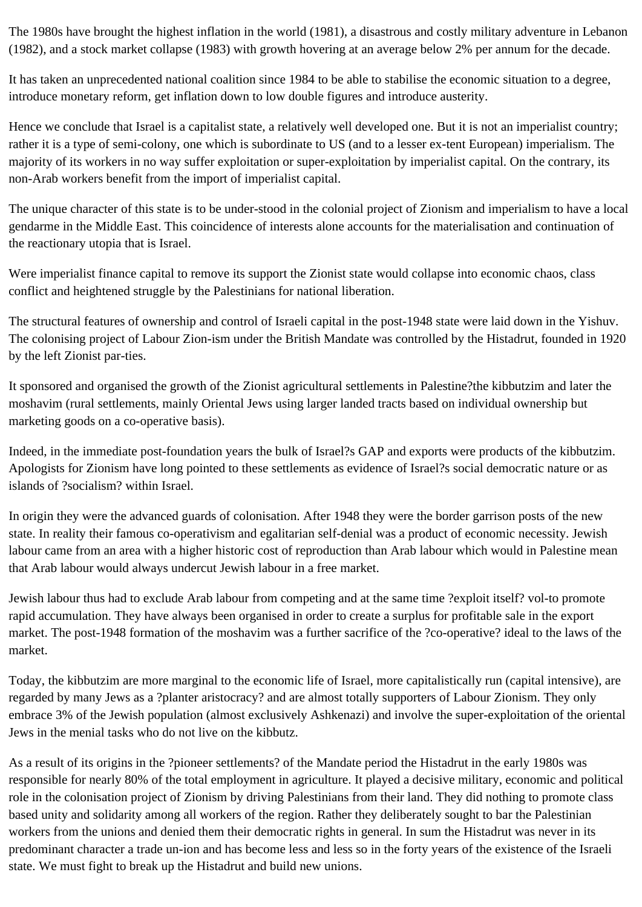The 1980s have brought the highest inflation in the world (1981), a disastrous and costly military adventure in Lebanon (1982), and a stock market collapse (1983) with growth hovering at an average below 2% per annum for the decade.

It has taken an unprecedented national coalition since 1984 to be able to stabilise the economic situation to a degree, introduce monetary reform, get inflation down to low double figures and introduce austerity.

Hence we conclude that Israel is a capitalist state, a relatively well developed one. But it is not an imperialist country; rather it is a type of semi-colony, one which is subordinate to US (and to a lesser ex-tent European) imperialism. The majority of its workers in no way suffer exploitation or super-exploitation by imperialist capital. On the contrary, its non-Arab workers benefit from the import of imperialist capital.

The unique character of this state is to be under-stood in the colonial project of Zionism and imperialism to have a local gendarme in the Middle East. This coincidence of interests alone accounts for the materialisation and continuation of the reactionary utopia that is Israel.

Were imperialist finance capital to remove its support the Zionist state would collapse into economic chaos, class conflict and heightened struggle by the Palestinians for national liberation.

The structural features of ownership and control of Israeli capital in the post-1948 state were laid down in the Yishuv. The colonising project of Labour Zion-ism under the British Mandate was controlled by the Histadrut, founded in 1920 by the left Zionist par-ties.

It sponsored and organised the growth of the Zionist agricultural settlements in Palestine?the kibbutzim and later the moshavim (rural settlements, mainly Oriental Jews using larger landed tracts based on individual ownership but marketing goods on a co-operative basis).

Indeed, in the immediate post-foundation years the bulk of Israel?s GAP and exports were products of the kibbutzim. Apologists for Zionism have long pointed to these settlements as evidence of Israel?s social democratic nature or as islands of ?socialism? within Israel.

In origin they were the advanced guards of colonisation. After 1948 they were the border garrison posts of the new state. In reality their famous co-operativism and egalitarian self-denial was a product of economic necessity. Jewish labour came from an area with a higher historic cost of reproduction than Arab labour which would in Palestine mean that Arab labour would always undercut Jewish labour in a free market.

Jewish labour thus had to exclude Arab labour from competing and at the same time ?exploit itself? vol-to promote rapid accumulation. They have always been organised in order to create a surplus for profitable sale in the export market. The post-1948 formation of the moshavim was a further sacrifice of the ?co-operative? ideal to the laws of the market.

Today, the kibbutzim are more marginal to the economic life of Israel, more capitalistically run (capital intensive), are regarded by many Jews as a ?planter aristocracy? and are almost totally supporters of Labour Zionism. They only embrace 3% of the Jewish population (almost exclusively Ashkenazi) and involve the super-exploitation of the oriental Jews in the menial tasks who do not live on the kibbutz.

As a result of its origins in the ?pioneer settlements? of the Mandate period the Histadrut in the early 1980s was responsible for nearly 80% of the total employment in agriculture. It played a decisive military, economic and political role in the colonisation project of Zionism by driving Palestinians from their land. They did nothing to promote class based unity and solidarity among all workers of the region. Rather they deliberately sought to bar the Palestinian workers from the unions and denied them their democratic rights in general. In sum the Histadrut was never in its predominant character a trade un-ion and has become less and less so in the forty years of the existence of the Israeli state. We must fight to break up the Histadrut and build new unions.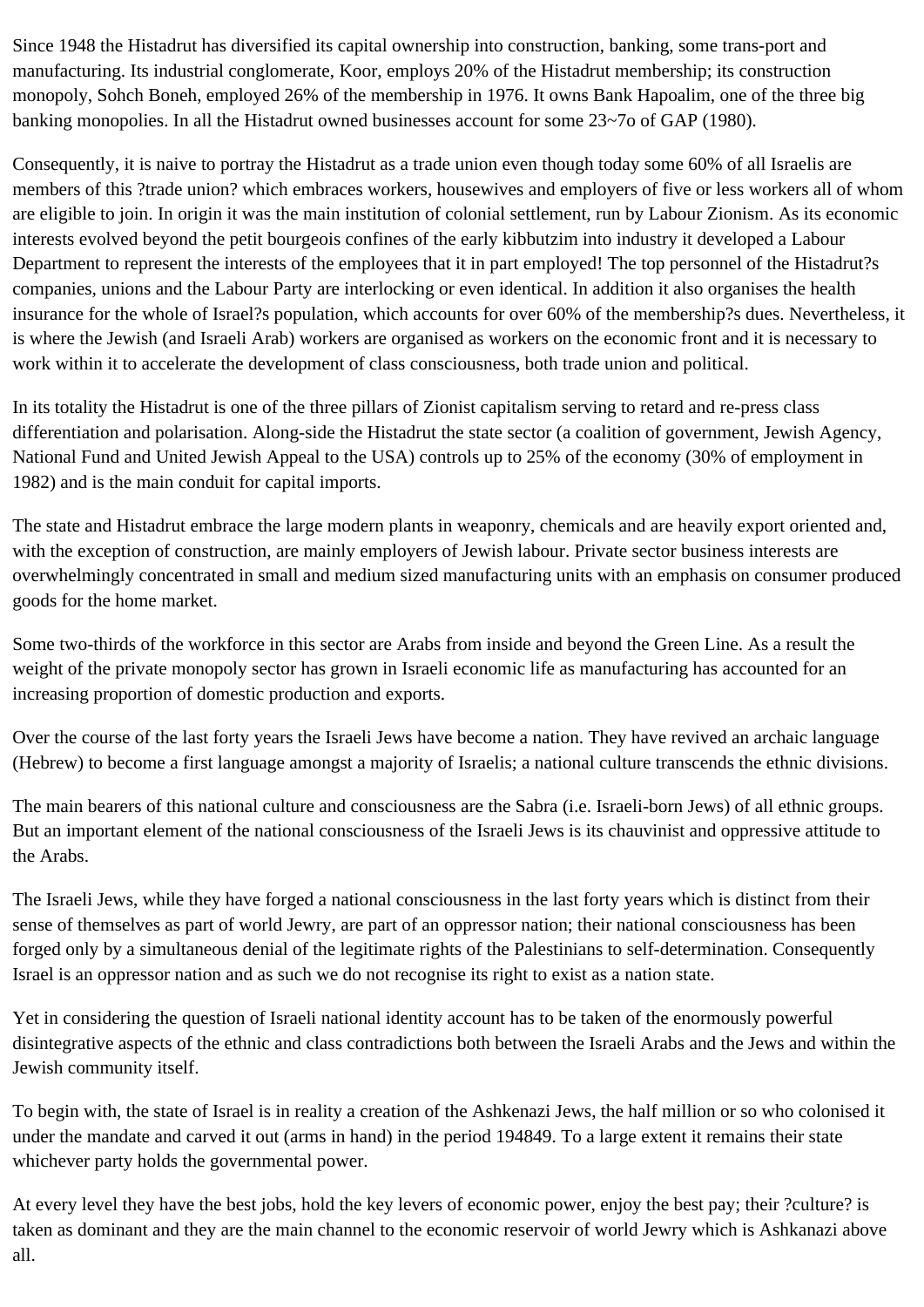Since 1948 the Histadrut has diversified its capital ownership into construction, banking, some trans-port and manufacturing. Its industrial conglomerate, Koor, employs 20% of the Histadrut membership; its construction monopoly, Sohch Boneh, employed 26% of the membership in 1976. It owns Bank Hapoalim, one of the three big banking monopolies. In all the Histadrut owned businesses account for some 23~7o of GAP (1980).

Consequently, it is naive to portray the Histadrut as a trade union even though today some 60% of all Israelis are members of this ?trade union? which embraces workers, housewives and employers of five or less workers all of whom are eligible to join. In origin it was the main institution of colonial settlement, run by Labour Zionism. As its economic interests evolved beyond the petit bourgeois confines of the early kibbutzim into industry it developed a Labour Department to represent the interests of the employees that it in part employed! The top personnel of the Histadrut?s companies, unions and the Labour Party are interlocking or even identical. In addition it also organises the health insurance for the whole of Israel?s population, which accounts for over 60% of the membership?s dues. Nevertheless, it is where the Jewish (and Israeli Arab) workers are organised as workers on the economic front and it is necessary to work within it to accelerate the development of class consciousness, both trade union and political.

In its totality the Histadrut is one of the three pillars of Zionist capitalism serving to retard and re-press class differentiation and polarisation. Along-side the Histadrut the state sector (a coalition of government, Jewish Agency, National Fund and United Jewish Appeal to the USA) controls up to 25% of the economy (30% of employment in 1982) and is the main conduit for capital imports.

The state and Histadrut embrace the large modern plants in weaponry, chemicals and are heavily export oriented and, with the exception of construction, are mainly employers of Jewish labour. Private sector business interests are overwhelmingly concentrated in small and medium sized manufacturing units with an emphasis on consumer produced goods for the home market.

Some two-thirds of the workforce in this sector are Arabs from inside and beyond the Green Line. As a result the weight of the private monopoly sector has grown in Israeli economic life as manufacturing has accounted for an increasing proportion of domestic production and exports.

Over the course of the last forty years the Israeli Jews have become a nation. They have revived an archaic language (Hebrew) to become a first language amongst a majority of Israelis; a national culture transcends the ethnic divisions.

The main bearers of this national culture and consciousness are the Sabra (i.e. Israeli-born Jews) of all ethnic groups. But an important element of the national consciousness of the Israeli Jews is its chauvinist and oppressive attitude to the Arabs.

The Israeli Jews, while they have forged a national consciousness in the last forty years which is distinct from their sense of themselves as part of world Jewry, are part of an oppressor nation; their national consciousness has been forged only by a simultaneous denial of the legitimate rights of the Palestinians to self-determination. Consequently Israel is an oppressor nation and as such we do not recognise its right to exist as a nation state.

Yet in considering the question of Israeli national identity account has to be taken of the enormously powerful disintegrative aspects of the ethnic and class contradictions both between the Israeli Arabs and the Jews and within the Jewish community itself.

To begin with, the state of Israel is in reality a creation of the Ashkenazi Jews, the half million or so who colonised it under the mandate and carved it out (arms in hand) in the period 194849. To a large extent it remains their state whichever party holds the governmental power.

At every level they have the best jobs, hold the key levers of economic power, enjoy the best pay; their ?culture? is taken as dominant and they are the main channel to the economic reservoir of world Jewry which is Ashkanazi above all.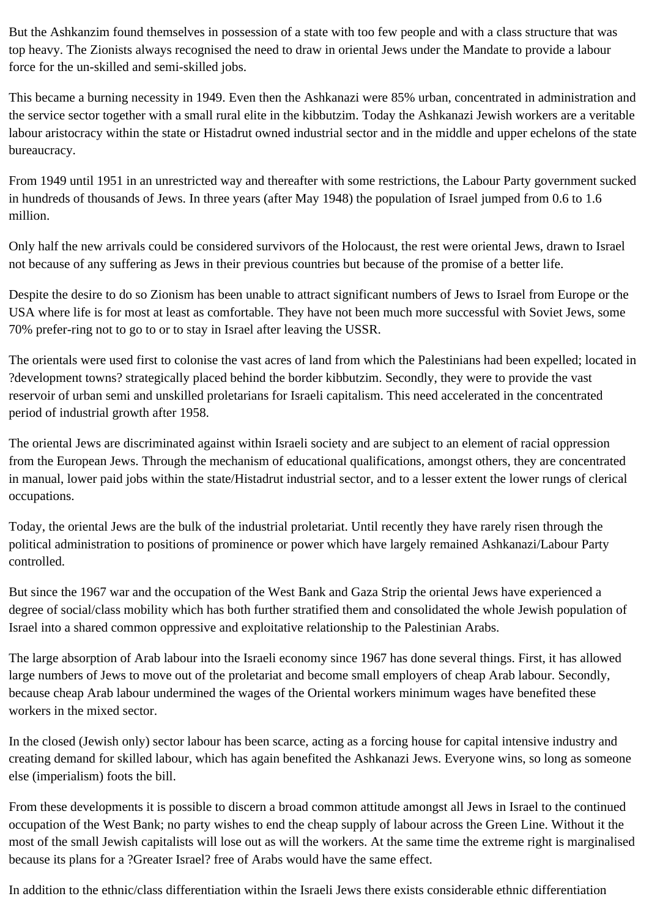But the Ashkanzim found themselves in possession of a state with too few people and with a class structure that was top heavy. The Zionists always recognised the need to draw in oriental Jews under the Mandate to provide a labour force for the un-skilled and semi-skilled jobs.

This became a burning necessity in 1949. Even then the Ashkanazi were 85% urban, concentrated in administration and the service sector together with a small rural elite in the kibbutzim. Today the Ashkanazi Jewish workers are a veritable labour aristocracy within the state or Histadrut owned industrial sector and in the middle and upper echelons of the state bureaucracy.

From 1949 until 1951 in an unrestricted way and thereafter with some restrictions, the Labour Party government sucked in hundreds of thousands of Jews. In three years (after May 1948) the population of Israel jumped from 0.6 to 1.6 million.

Only half the new arrivals could be considered survivors of the Holocaust, the rest were oriental Jews, drawn to Israel not because of any suffering as Jews in their previous countries but because of the promise of a better life.

Despite the desire to do so Zionism has been unable to attract significant numbers of Jews to Israel from Europe or the USA where life is for most at least as comfortable. They have not been much more successful with Soviet Jews, some 70% prefer-ring not to go to or to stay in Israel after leaving the USSR.

The orientals were used first to colonise the vast acres of land from which the Palestinians had been expelled; located in ?development towns? strategically placed behind the border kibbutzim. Secondly, they were to provide the vast reservoir of urban semi and unskilled proletarians for Israeli capitalism. This need accelerated in the concentrated period of industrial growth after 1958.

The oriental Jews are discriminated against within Israeli society and are subject to an element of racial oppression from the European Jews. Through the mechanism of educational qualifications, amongst others, they are concentrated in manual, lower paid jobs within the state/Histadrut industrial sector, and to a lesser extent the lower rungs of clerical occupations.

Today, the oriental Jews are the bulk of the industrial proletariat. Until recently they have rarely risen through the political administration to positions of prominence or power which have largely remained Ashkanazi/Labour Party controlled.

But since the 1967 war and the occupation of the West Bank and Gaza Strip the oriental Jews have experienced a degree of social/class mobility which has both further stratified them and consolidated the whole Jewish population of Israel into a shared common oppressive and exploitative relationship to the Palestinian Arabs.

The large absorption of Arab labour into the Israeli economy since 1967 has done several things. First, it has allowed large numbers of Jews to move out of the proletariat and become small employers of cheap Arab labour. Secondly, because cheap Arab labour undermined the wages of the Oriental workers minimum wages have benefited these workers in the mixed sector.

In the closed (Jewish only) sector labour has been scarce, acting as a forcing house for capital intensive industry and creating demand for skilled labour, which has again benefited the Ashkanazi Jews. Everyone wins, so long as someone else (imperialism) foots the bill.

From these developments it is possible to discern a broad common attitude amongst all Jews in Israel to the continued occupation of the West Bank; no party wishes to end the cheap supply of labour across the Green Line. Without it the most of the small Jewish capitalists will lose out as will the workers. At the same time the extreme right is marginalised because its plans for a ?Greater Israel? free of Arabs would have the same effect.

In addition to the ethnic/class differentiation within the Israeli Jews there exists considerable ethnic differentiation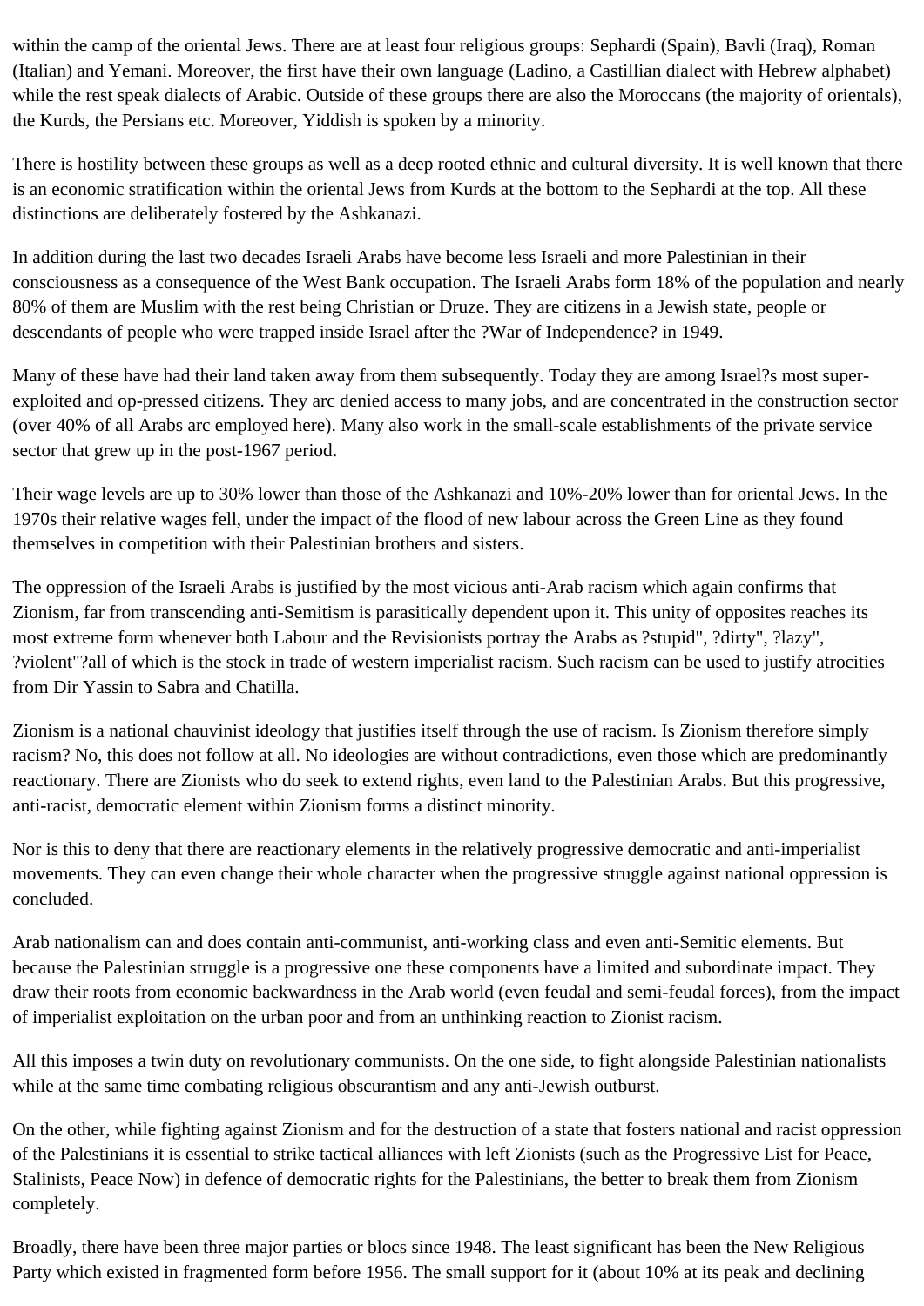within the camp of the oriental Jews. There are at least four religious groups: Sephardi (Spain), Bavli (Iraq), Roman (Italian) and Yemani. Moreover, the first have their own language (Ladino, a Castillian dialect with Hebrew alphabet) while the rest speak dialects of Arabic. Outside of these groups there are also the Moroccans (the majority of orientals), the Kurds, the Persians etc. Moreover, Yiddish is spoken by a minority.

There is hostility between these groups as well as a deep rooted ethnic and cultural diversity. It is well known that there is an economic stratification within the oriental Jews from Kurds at the bottom to the Sephardi at the top. All these distinctions are deliberately fostered by the Ashkanazi.

In addition during the last two decades Israeli Arabs have become less Israeli and more Palestinian in their consciousness as a consequence of the West Bank occupation. The Israeli Arabs form 18% of the population and nearly 80% of them are Muslim with the rest being Christian or Druze. They are citizens in a Jewish state, people or descendants of people who were trapped inside Israel after the ?War of Independence? in 1949.

Many of these have had their land taken away from them subsequently. Today they are among Israel?s most super-exploited and op-pressed citizens. They arc denied access to many jobs, and are concentrated in the construction sector (over 40% of all Arabs arc employed here). Many also work in the small-scale establishments of the private service sector that grew up in the post-1967 period.

Their wage levels are up to 30% lower than those of the Ashkanazi and 10%-20% lower than for oriental Jews. In the 1970s their relative wages fell, under the impact of the flood of new labour across the Green Line as they found themselves in competition with their Palestinian brothers and sisters.

The oppression of the Israeli Arabs is justified by the most vicious anti-Arab racism which again confirms that Zionism, far from transcending anti-Semitism is parasitically dependent upon it. This unity of opposites reaches its most extreme form whenever both Labour and the Revisionists portray the Arabs as ?stupid", ?dirty", ?lazy", ?violent"?all of which is the stock in trade of western imperialist racism. Such racism can be used to justify atrocities from Dir Yassin to Sabra and Chatilla.

Zionism is a national chauvinist ideology that justifies itself through the use of racism. Is Zionism therefore simply racism? No, this does not follow at all. No ideologies are without contradictions, even those which are predominantly reactionary. There are Zionists who do seek to extend rights, even land to the Palestinian Arabs. But this progressive, anti-racist, democratic element within Zionism forms a distinct minority.

Nor is this to deny that there are reactionary elements in the relatively progressive democratic and anti-imperialist movements. They can even change their whole character when the progressive struggle against national oppression is concluded.

Arab nationalism can and does contain anti-communist, anti-working class and even anti-Semitic elements. But because the Palestinian struggle is a progressive one these components have a limited and subordinate impact. They draw their roots from economic backwardness in the Arab world (even feudal and semi-feudal forces), from the impact of imperialist exploitation on the urban poor and from an unthinking reaction to Zionist racism.

All this imposes a twin duty on revolutionary communists. On the one side, to fight alongside Palestinian nationalists while at the same time combating religious obscurantism and any anti-Jewish outburst.

On the other, while fighting against Zionism and for the destruction of a state that fosters national and racist oppression of the Palestinians it is essential to strike tactical alliances with left Zionists (such as the Progressive List for Peace, Stalinists, Peace Now) in defence of democratic rights for the Palestinians, the better to break them from Zionism completely.

Broadly, there have been three major parties or blocs since 1948. The least significant has been the New Religious Party which existed in fragmented form before 1956. The small support for it (about 10% at its peak and declining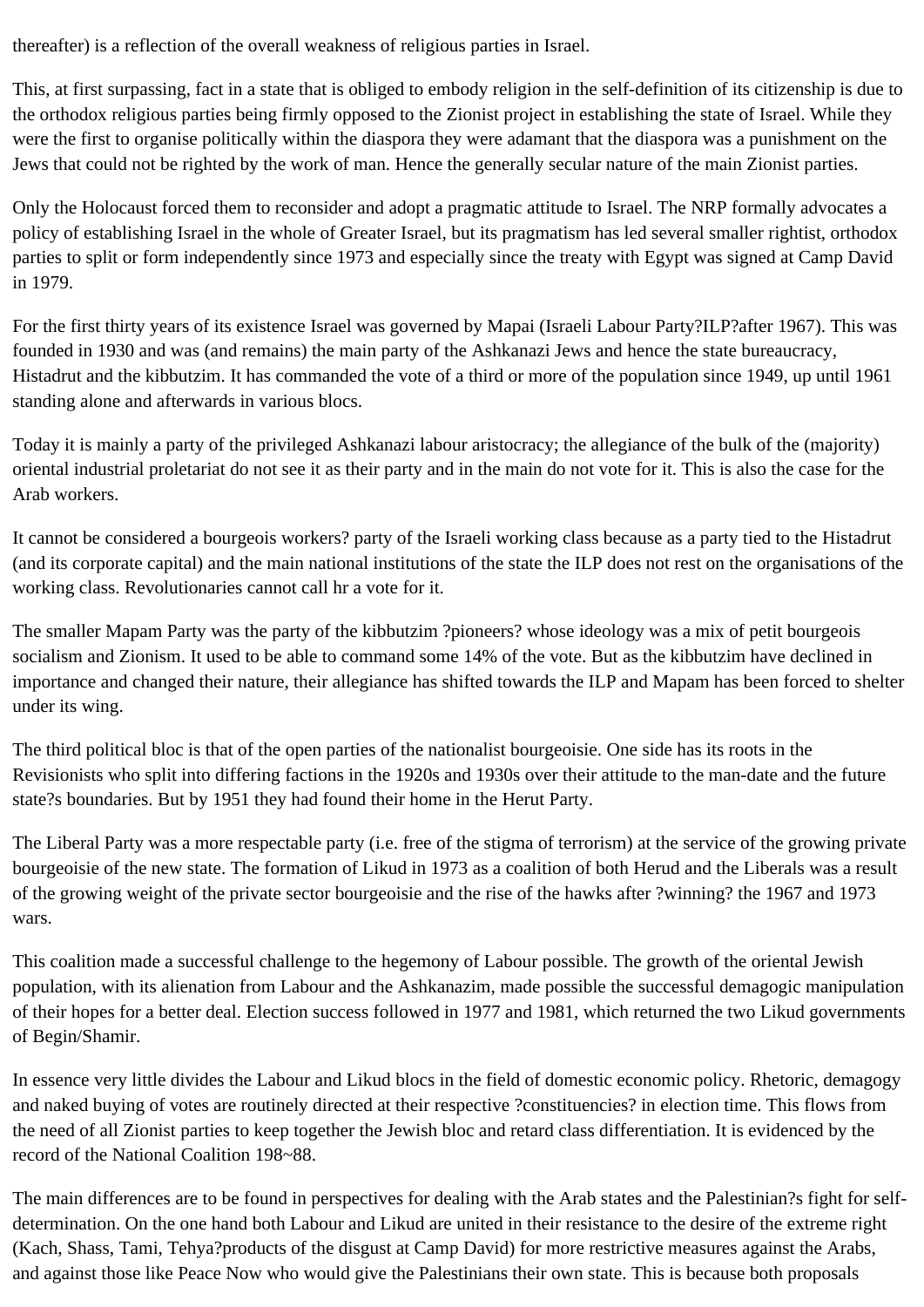thereafter) is a reflection of the overall weakness of religious parties in Israel.

This, at first surpassing, fact in a state that is obliged to embody religion in the self-definition of its citizenship is due to the orthodox religious parties being firmly opposed to the Zionist project in establishing the state of Israel. While they were the first to organise politically within the diaspora they were adamant that the diaspora was a punishment on the Jews that could not be righted by the work of man. Hence the generally secular nature of the main Zionist parties.

Only the Holocaust forced them to reconsider and adopt a pragmatic attitude to Israel. The NRP formally advocates a policy of establishing Israel in the whole of Greater Israel, but its pragmatism has led several smaller rightist, orthodox parties to split or form independently since 1973 and especially since the treaty with Egypt was signed at Camp David in 1979.

For the first thirty years of its existence Israel was governed by Mapai (Israeli Labour Party?ILP?after 1967). This was founded in 1930 and was (and remains) the main party of the Ashkanazi Jews and hence the state bureaucracy, Histadrut and the kibbutzim. It has commanded the vote of a third or more of the population since 1949, up until 1961 standing alone and afterwards in various blocs.

Today it is mainly a party of the privileged Ashkanazi labour aristocracy; the allegiance of the bulk of the (majority) oriental industrial proletariat do not see it as their party and in the main do not vote for it. This is also the case for the Arab workers.

It cannot be considered a bourgeois workers? party of the Israeli working class because as a party tied to the Histadrut (and its corporate capital) and the main national institutions of the state the ILP does not rest on the organisations of the working class. Revolutionaries cannot call hr a vote for it.

The smaller Mapam Party was the party of the kibbutzim ?pioneers? whose ideology was a mix of petit bourgeois socialism and Zionism. It used to be able to command some 14% of the vote. But as the kibbutzim have declined in importance and changed their nature, their allegiance has shifted towards the ILP and Mapam has been forced to shelter under its wing.

The third political bloc is that of the open parties of the nationalist bourgeoisie. One side has its roots in the Revisionists who split into differing factions in the 1920s and 1930s over their attitude to the man-date and the future state?s boundaries. But by 1951 they had found their home in the Herut Party.

The Liberal Party was a more respectable party (i.e. free of the stigma of terrorism) at the service of the growing private bourgeoisie of the new state. The formation of Likud in 1973 as a coalition of both Herud and the Liberals was a result of the growing weight of the private sector bourgeoisie and the rise of the hawks after ?winning? the 1967 and 1973 wars.

This coalition made a successful challenge to the hegemony of Labour possible. The growth of the oriental Jewish population, with its alienation from Labour and the Ashkanazim, made possible the successful demagogic manipulation of their hopes for a better deal. Election success followed in 1977 and 1981, which returned the two Likud governments of Begin/Shamir.

In essence very little divides the Labour and Likud blocs in the field of domestic economic policy. Rhetoric, demagogy and naked buying of votes are routinely directed at their respective ?constituencies? in election time. This flows from the need of all Zionist parties to keep together the Jewish bloc and retard class differentiation. It is evidenced by the record of the National Coalition 198~88.

The main differences are to be found in perspectives for dealing with the Arab states and the Palestinian?s fight for self-determination. On the one hand both Labour and Likud are united in their resistance to the desire of the extreme right (Kach, Shass, Tami, Tehya?products of the disgust at Camp David) for more restrictive measures against the Arabs, and against those like Peace Now who would give the Palestinians their own state. This is because both proposals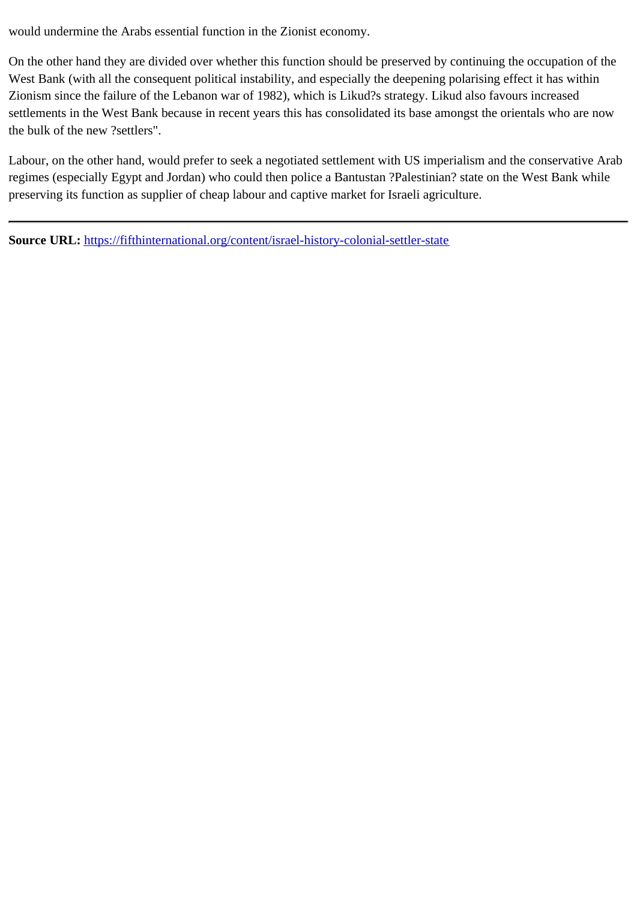would undermine the Arabs essential function in the Zionist economy.

On the other hand they are divided over whether this function should be preserved by continuing the occupation of the West Bank (with all the consequent political instability, and especially the deepening polarising effect it has within Zionism since the failure of the Lebanon war of 1982), which is Likud?s strategy. Likud also favours increased settlements in the West Bank because in recent years this has consolidated its base amongst the orientals who are now the bulk of the new ?settlers".

Labour, on the other hand, would prefer to seek a negotiated settlement with US imperialism and the conservative Arab regimes (especially Egypt and Jordan) who could then police a Bantustan ?Palestinian? state on the West Bank while preserving its function as supplier of cheap labour and captive market for Israeli agriculture.

---

**Source URL:** https://fifthinternational.org/content/israel-history-colonial-settler-state